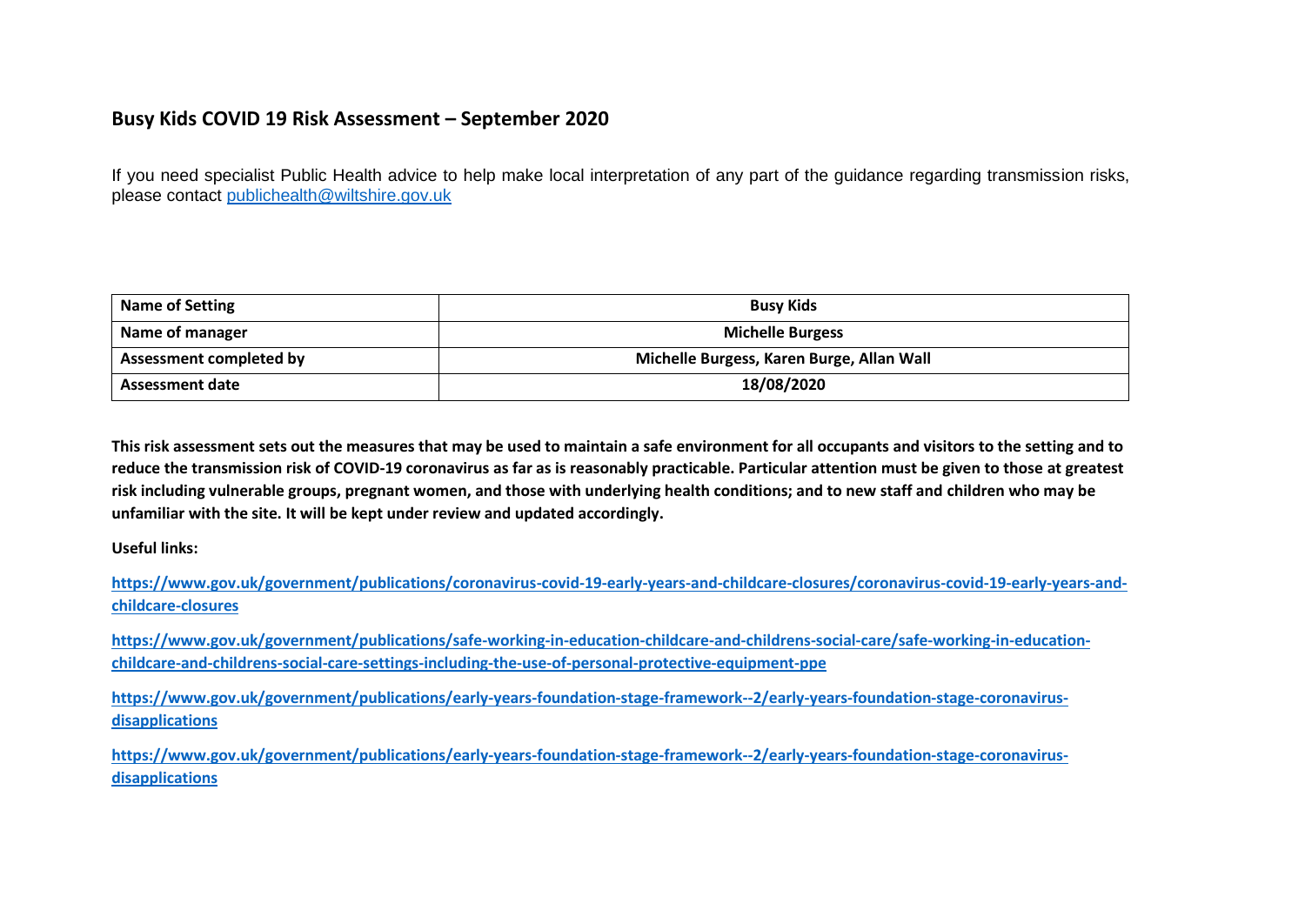## Busy Kids COVID 19 Risk Assessment – September 2020

If you need specialist Public Health advice to help make local interpretation of any part of the guidance regarding transmission risks, please contact publichealth@wiltshire.gov.uk

| | |
|---|---|
| **Name of Setting** | **Busy Kids** |
| **Name of manager** | **Michelle Burgess** |
| **Assessment completed by** | **Michelle Burgess, Karen Burge, Allan Wall** |
| **Assessment date** | **18/08/2020** |

**This risk assessment sets out the measures that may be used to maintain a safe environment for all occupants and visitors to the setting and to reduce the transmission risk of COVID-19 coronavirus as far as is reasonably practicable. Particular attention must be given to those at greatest risk including vulnerable groups, pregnant women, and those with underlying health conditions; and to new staff and children who may be unfamiliar with the site. It will be kept under review and updated accordingly.**

**Useful links:**

**https://www.gov.uk/government/publications/coronavirus-covid-19-early-years-and-childcare-closures/coronavirus-covid-19-early-years-and-childcare-closures**

**https://www.gov.uk/government/publications/safe-working-in-education-childcare-and-childrens-social-care/safe-working-in-education-childcare-and-childrens-social-care-settings-including-the-use-of-personal-protective-equipment-ppe**

**https://www.gov.uk/government/publications/early-years-foundation-stage-framework--2/early-years-foundation-stage-coronavirus-disapplications**

**https://www.gov.uk/government/publications/early-years-foundation-stage-framework--2/early-years-foundation-stage-coronavirus-disapplications**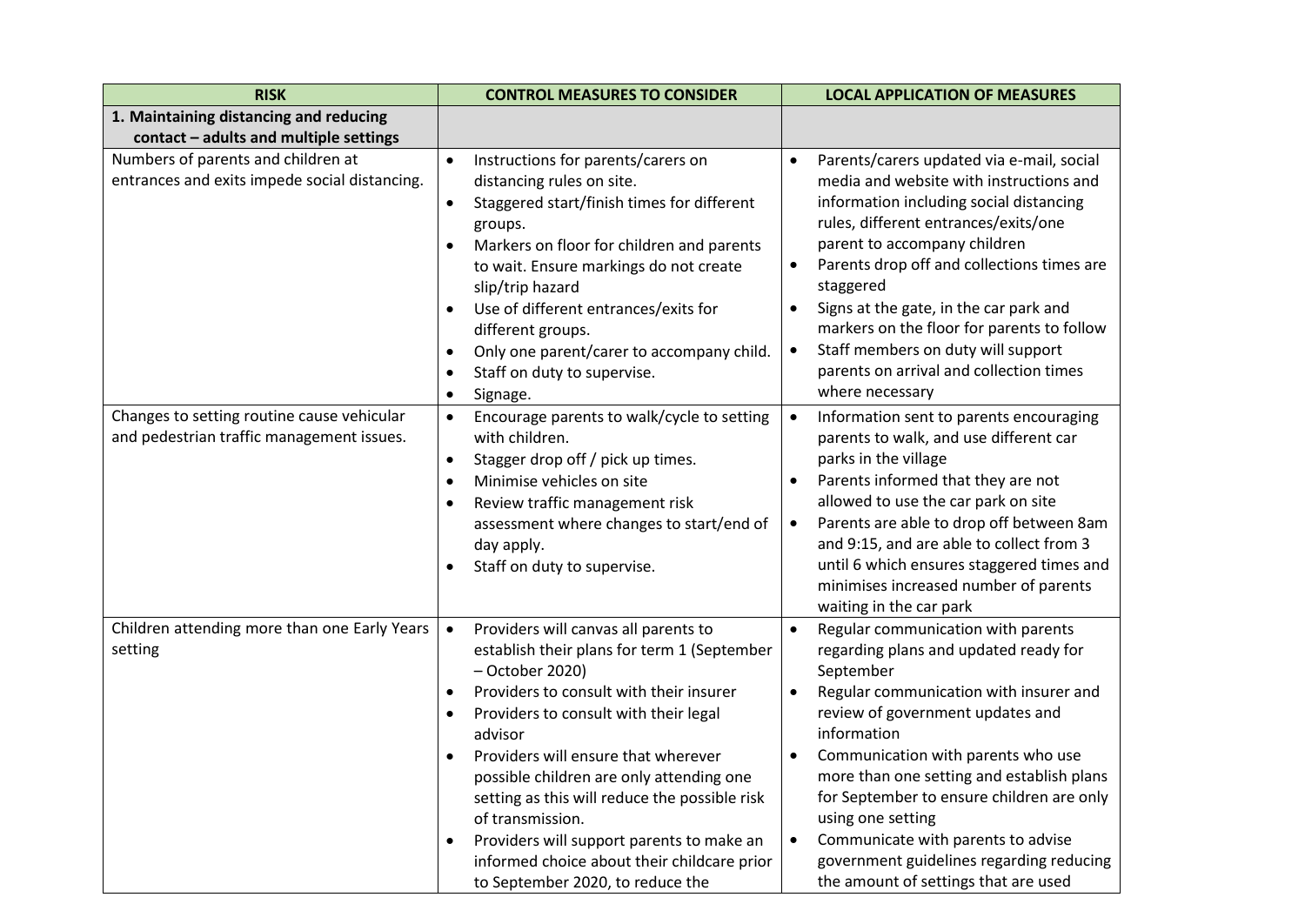| RISK | CONTROL MEASURES TO CONSIDER | LOCAL APPLICATION OF MEASURES |
|---|---|---|
| **1. Maintaining distancing and reducing contact – adults and multiple settings** | | |
| Numbers of parents and children at entrances and exits impede social distancing. | • Instructions for parents/carers on distancing rules on site.<br>• Staggered start/finish times for different groups.<br>• Markers on floor for children and parents to wait. Ensure markings do not create slip/trip hazard<br>• Use of different entrances/exits for different groups.<br>• Only one parent/carer to accompany child.<br>• Staff on duty to supervise.<br>• Signage. | • Parents/carers updated via e-mail, social media and website with instructions and information including social distancing rules, different entrances/exits/one parent to accompany children<br>• Parents drop off and collections times are staggered<br>• Signs at the gate, in the car park and markers on the floor for parents to follow<br>• Staff members on duty will support parents on arrival and collection times where necessary |
| Changes to setting routine cause vehicular and pedestrian traffic management issues. | • Encourage parents to walk/cycle to setting with children.<br>• Stagger drop off / pick up times.<br>• Minimise vehicles on site<br>• Review traffic management risk assessment where changes to start/end of day apply.<br>• Staff on duty to supervise. | • Information sent to parents encouraging parents to walk, and use different car parks in the village<br>• Parents informed that they are not allowed to use the car park on site<br>• Parents are able to drop off between 8am and 9:15, and are able to collect from 3 until 6 which ensures staggered times and minimises increased number of parents waiting in the car park |
| Children attending more than one Early Years setting | • Providers will canvas all parents to establish their plans for term 1 (September – October 2020)<br>• Providers to consult with their insurer<br>• Providers to consult with their legal advisor<br>• Providers will ensure that wherever possible children are only attending one setting as this will reduce the possible risk of transmission.<br>• Providers will support parents to make an informed choice about their childcare prior to September 2020, to reduce the | • Regular communication with parents regarding plans and updated ready for September<br>• Regular communication with insurer and review of government updates and information<br>• Communication with parents who use more than one setting and establish plans for September to ensure children are only using one setting<br>• Communicate with parents to advise government guidelines regarding reducing the amount of settings that are used |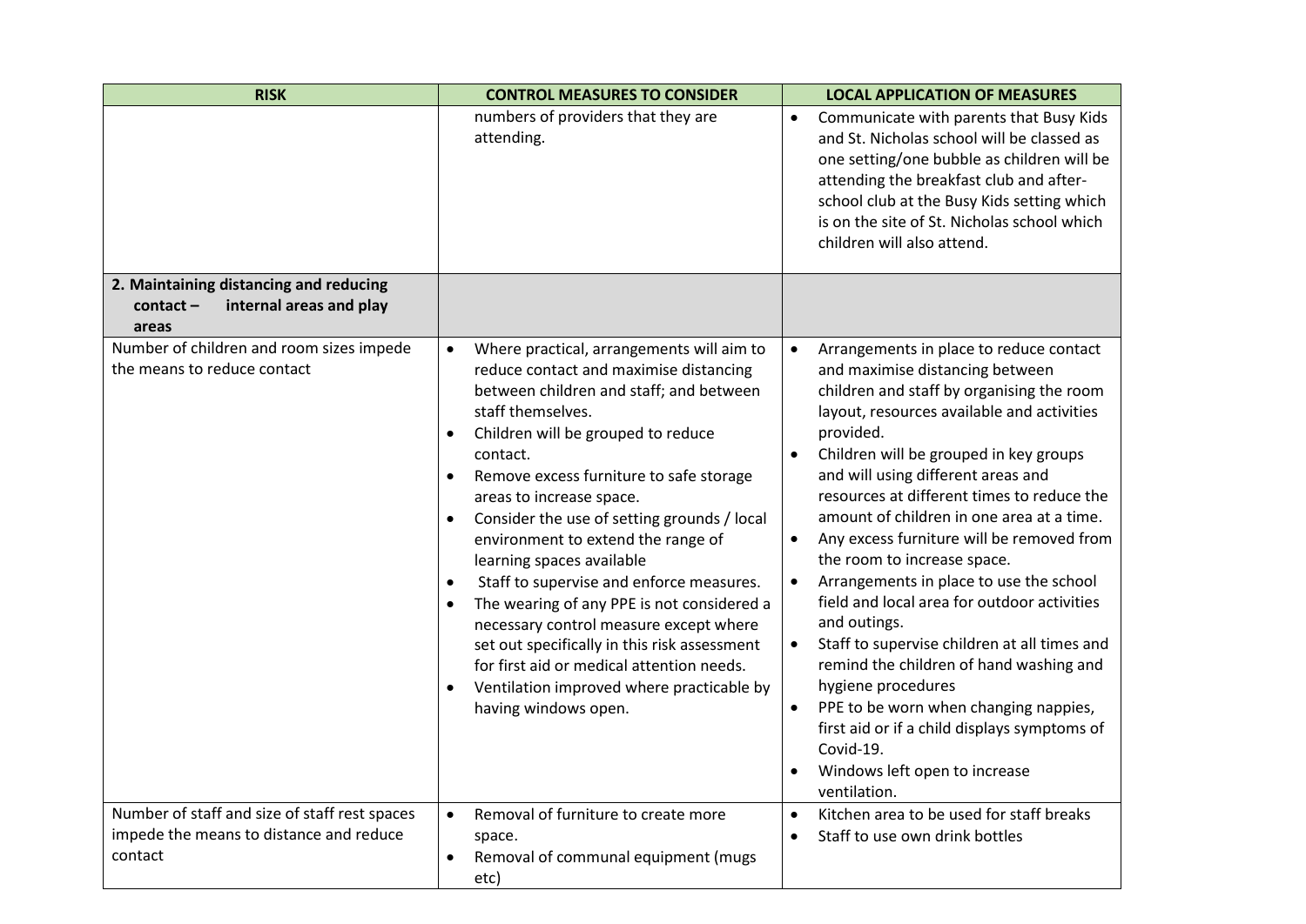| RISK | CONTROL MEASURES TO CONSIDER | LOCAL APPLICATION OF MEASURES |
| --- | --- | --- |
| | numbers of providers that they are attending. | <ul><li>Communicate with parents that Busy Kids and St. Nicholas school will be classed as one setting/one bubble as children will be attending the breakfast club and after-school club at the Busy Kids setting which is on the site of St. Nicholas school which children will also attend.</li></ul> |
| **2. Maintaining distancing and reducing contact – internal areas and play areas** | | |
| Number of children and room sizes impede the means to reduce contact | <ul><li>Where practical, arrangements will aim to reduce contact and maximise distancing between children and staff; and between staff themselves.</li><li>Children will be grouped to reduce contact.</li><li>Remove excess furniture to safe storage areas to increase space.</li><li>Consider the use of setting grounds / local environment to extend the range of learning spaces available</li><li>Staff to supervise and enforce measures.</li><li>The wearing of any PPE is not considered a necessary control measure except where set out specifically in this risk assessment for first aid or medical attention needs.</li><li>Ventilation improved where practicable by having windows open.</li></ul> | <ul><li>Arrangements in place to reduce contact and maximise distancing between children and staff by organising the room layout, resources available and activities provided.</li><li>Children will be grouped in key groups and will using different areas and resources at different times to reduce the amount of children in one area at a time.</li><li>Any excess furniture will be removed from the room to increase space.</li><li>Arrangements in place to use the school field and local area for outdoor activities and outings.</li><li>Staff to supervise children at all times and remind the children of hand washing and hygiene procedures</li><li>PPE to be worn when changing nappies, first aid or if a child displays symptoms of Covid-19.</li><li>Windows left open to increase ventilation.</li></ul> |
| Number of staff and size of staff rest spaces impede the means to distance and reduce contact | <ul><li>Removal of furniture to create more space.</li><li>Removal of communal equipment (mugs etc)</li></ul> | <ul><li>Kitchen area to be used for staff breaks</li><li>Staff to use own drink bottles</li></ul> |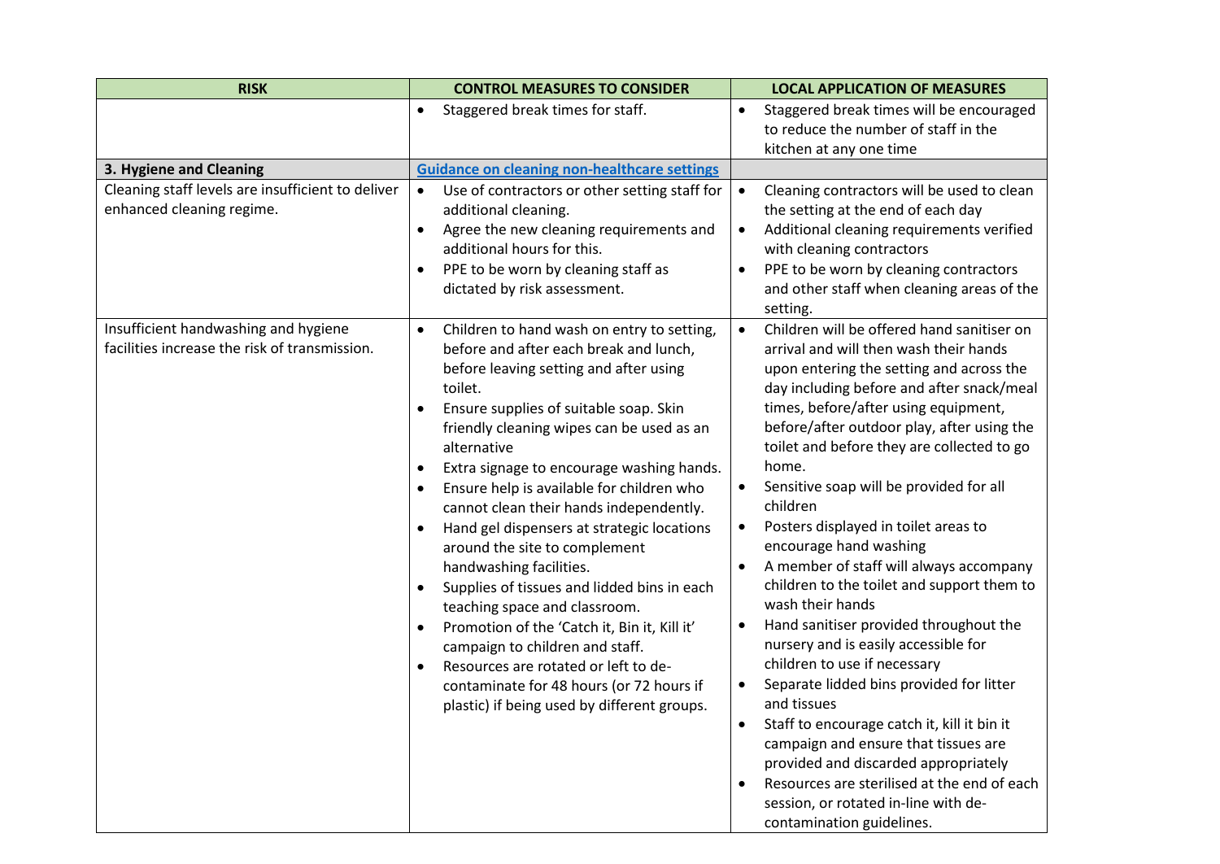| RISK | CONTROL MEASURES TO CONSIDER | LOCAL APPLICATION OF MEASURES |
| --- | --- | --- |
| | • Staggered break times for staff. | • Staggered break times will be encouraged to reduce the number of staff in the kitchen at any one time |
| **3. Hygiene and Cleaning** | **[Guidance on cleaning non-healthcare settings]()** | |
| Cleaning staff levels are insufficient to deliver enhanced cleaning regime. | • Use of contractors or other setting staff for additional cleaning.<br>• Agree the new cleaning requirements and additional hours for this.<br>• PPE to be worn by cleaning staff as dictated by risk assessment. | • Cleaning contractors will be used to clean the setting at the end of each day<br>• Additional cleaning requirements verified with cleaning contractors<br>• PPE to be worn by cleaning contractors and other staff when cleaning areas of the setting. |
| Insufficient handwashing and hygiene facilities increase the risk of transmission. | • Children to hand wash on entry to setting, before and after each break and lunch, before leaving setting and after using toilet.<br>• Ensure supplies of suitable soap. Skin friendly cleaning wipes can be used as an alternative<br>• Extra signage to encourage washing hands.<br>• Ensure help is available for children who cannot clean their hands independently.<br>• Hand gel dispensers at strategic locations around the site to complement handwashing facilities.<br>• Supplies of tissues and lidded bins in each teaching space and classroom.<br>• Promotion of the 'Catch it, Bin it, Kill it' campaign to children and staff.<br>• Resources are rotated or left to de-contaminate for 48 hours (or 72 hours if plastic) if being used by different groups. | • Children will be offered hand sanitiser on arrival and will then wash their hands upon entering the setting and across the day including before and after snack/meal times, before/after using equipment, before/after outdoor play, after using the toilet and before they are collected to go home.<br>• Sensitive soap will be provided for all children<br>• Posters displayed in toilet areas to encourage hand washing<br>• A member of staff will always accompany children to the toilet and support them to wash their hands<br>• Hand sanitiser provided throughout the nursery and is easily accessible for children to use if necessary<br>• Separate lidded bins provided for litter and tissues<br>• Staff to encourage catch it, kill it bin it campaign and ensure that tissues are provided and discarded appropriately<br>• Resources are sterilised at the end of each session, or rotated in-line with de-contamination guidelines. |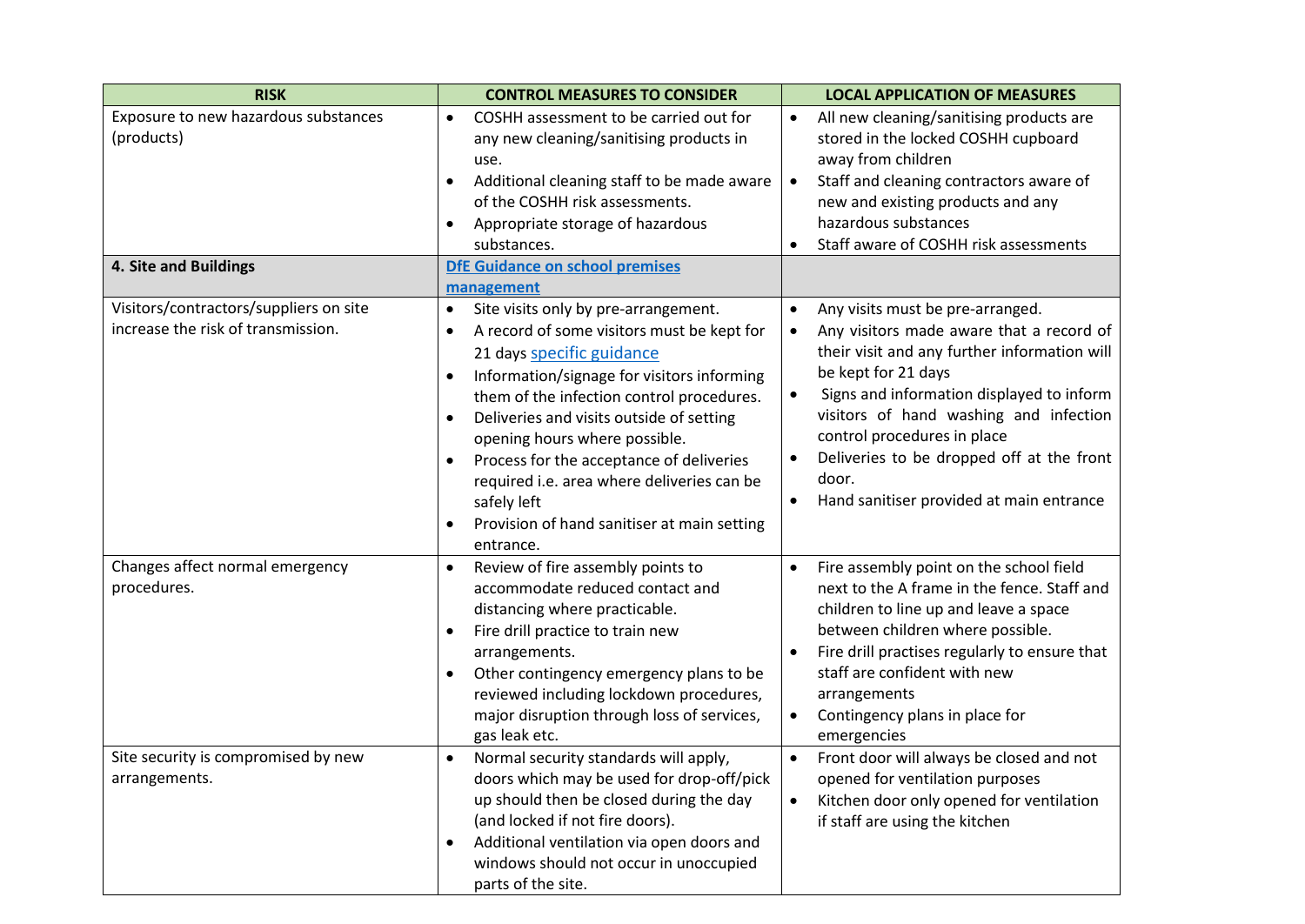| RISK | CONTROL MEASURES TO CONSIDER | LOCAL APPLICATION OF MEASURES |
|---|---|---|
| Exposure to new hazardous substances (products) | • COSHH assessment to be carried out for any new cleaning/sanitising products in use.<br>• Additional cleaning staff to be made aware of the COSHH risk assessments.<br>• Appropriate storage of hazardous substances. | • All new cleaning/sanitising products are stored in the locked COSHH cupboard away from children<br>• Staff and cleaning contractors aware of new and existing products and any hazardous substances<br>• Staff aware of COSHH risk assessments |
| **4. Site and Buildings** | **DfE Guidance on school premises management** | |
| Visitors/contractors/suppliers on site increase the risk of transmission. | • Site visits only by pre-arrangement.<br>• A record of some visitors must be kept for 21 days specific guidance<br>• Information/signage for visitors informing them of the infection control procedures.<br>• Deliveries and visits outside of setting opening hours where possible.<br>• Process for the acceptance of deliveries required i.e. area where deliveries can be safely left<br>• Provision of hand sanitiser at main setting entrance. | • Any visits must be pre-arranged.<br>• Any visitors made aware that a record of their visit and any further information will be kept for 21 days<br>• Signs and information displayed to inform visitors of hand washing and infection control procedures in place<br>• Deliveries to be dropped off at the front door.<br>• Hand sanitiser provided at main entrance |
| Changes affect normal emergency procedures. | • Review of fire assembly points to accommodate reduced contact and distancing where practicable.<br>• Fire drill practice to train new arrangements.<br>• Other contingency emergency plans to be reviewed including lockdown procedures, major disruption through loss of services, gas leak etc. | • Fire assembly point on the school field next to the A frame in the fence. Staff and children to line up and leave a space between children where possible.<br>• Fire drill practises regularly to ensure that staff are confident with new arrangements<br>• Contingency plans in place for emergencies |
| Site security is compromised by new arrangements. | • Normal security standards will apply, doors which may be used for drop-off/pick up should then be closed during the day (and locked if not fire doors).<br>• Additional ventilation via open doors and windows should not occur in unoccupied parts of the site. | • Front door will always be closed and not opened for ventilation purposes<br>• Kitchen door only opened for ventilation if staff are using the kitchen |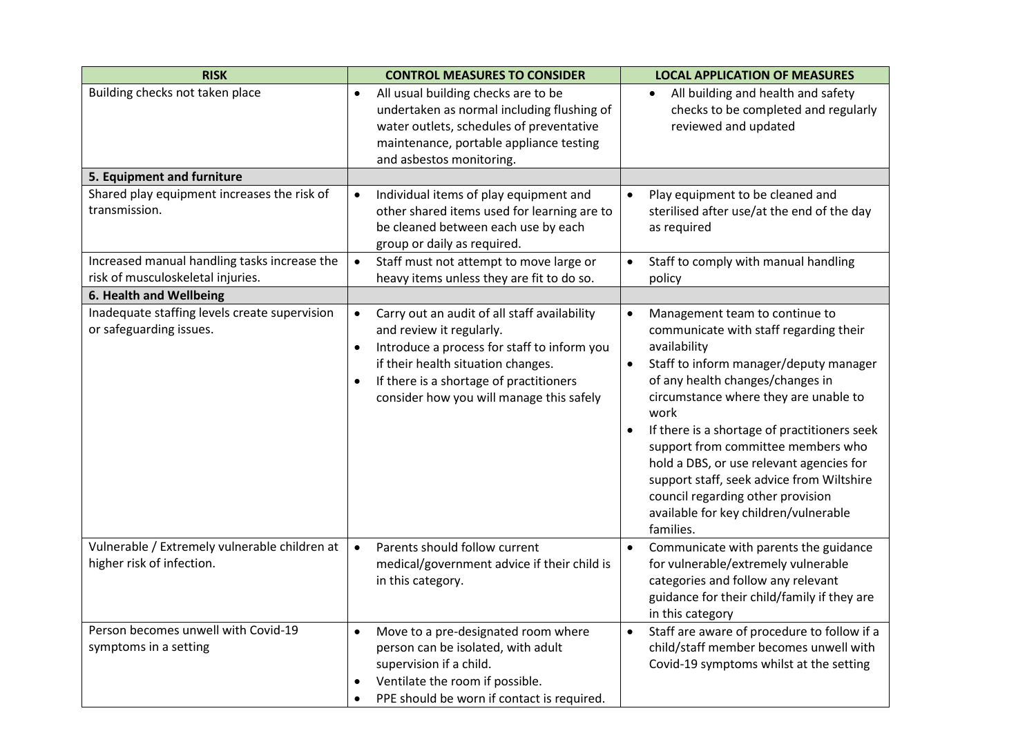| RISK | CONTROL MEASURES TO CONSIDER | LOCAL APPLICATION OF MEASURES |
|---|---|---|
| Building checks not taken place | • All usual building checks are to be undertaken as normal including flushing of water outlets, schedules of preventative maintenance, portable appliance testing and asbestos monitoring. | • All building and health and safety checks to be completed and regularly reviewed and updated |
| **5. Equipment and furniture** | | |
| Shared play equipment increases the risk of transmission. | • Individual items of play equipment and other shared items used for learning are to be cleaned between each use by each group or daily as required. | • Play equipment to be cleaned and sterilised after use/at the end of the day as required |
| Increased manual handling tasks increase the risk of musculoskeletal injuries. | • Staff must not attempt to move large or heavy items unless they are fit to do so. | • Staff to comply with manual handling policy |
| **6. Health and Wellbeing** | | |
| Inadequate staffing levels create supervision or safeguarding issues. | • Carry out an audit of all staff availability and review it regularly.<br>• Introduce a process for staff to inform you if their health situation changes.<br>• If there is a shortage of practitioners consider how you will manage this safely | • Management team to continue to communicate with staff regarding their availability<br>• Staff to inform manager/deputy manager of any health changes/changes in circumstance where they are unable to work<br>• If there is a shortage of practitioners seek support from committee members who hold a DBS, or use relevant agencies for support staff, seek advice from Wiltshire council regarding other provision available for key children/vulnerable families. |
| Vulnerable / Extremely vulnerable children at higher risk of infection. | • Parents should follow current medical/government advice if their child is in this category. | • Communicate with parents the guidance for vulnerable/extremely vulnerable categories and follow any relevant guidance for their child/family if they are in this category |
| Person becomes unwell with Covid-19 symptoms in a setting | • Move to a pre-designated room where person can be isolated, with adult supervision if a child.<br>• Ventilate the room if possible.<br>• PPE should be worn if contact is required. | • Staff are aware of procedure to follow if a child/staff member becomes unwell with Covid-19 symptoms whilst at the setting |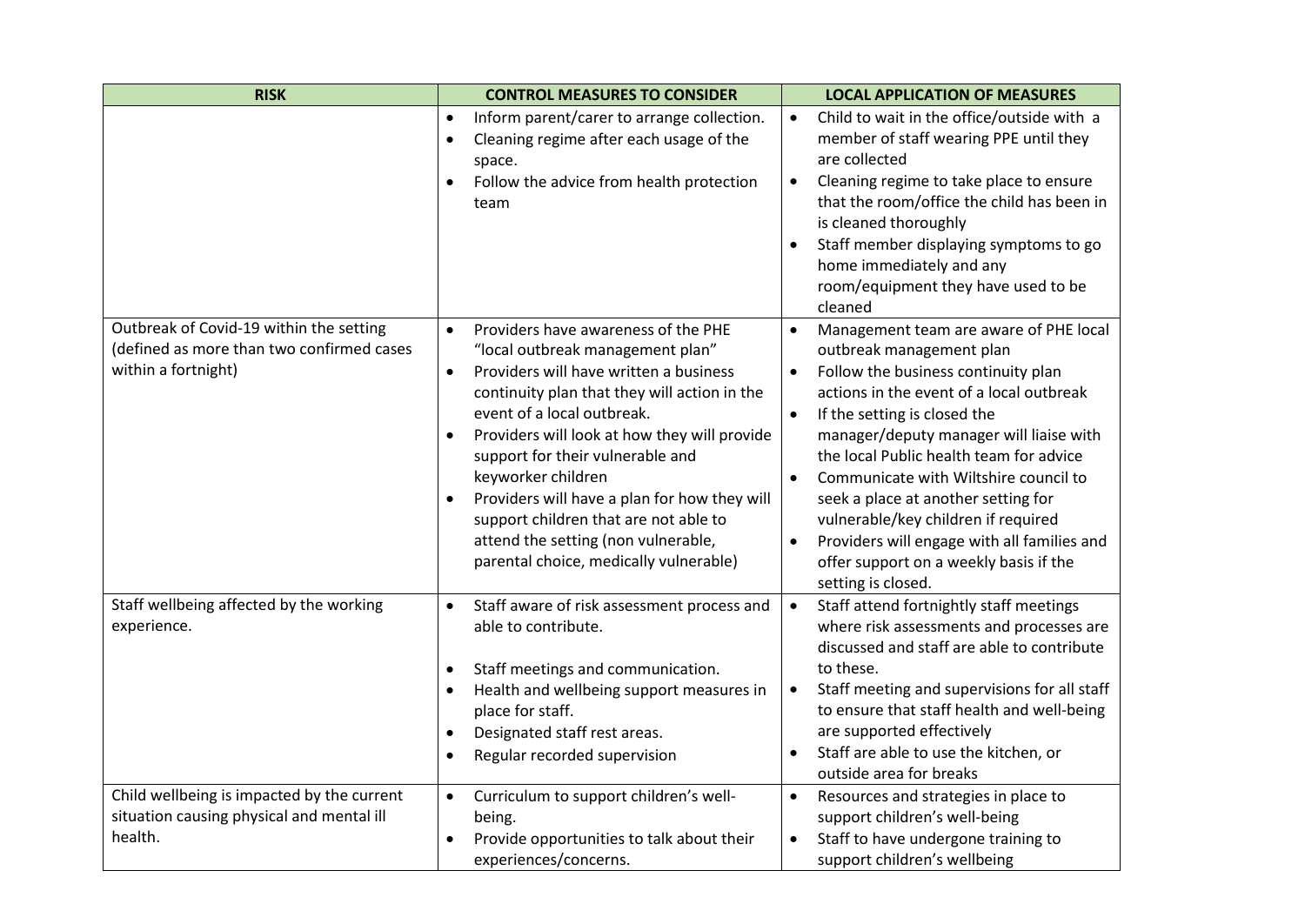| RISK | CONTROL MEASURES TO CONSIDER | LOCAL APPLICATION OF MEASURES |
|---|---|---|
| | • Inform parent/carer to arrange collection.<br>• Cleaning regime after each usage of the space.<br>• Follow the advice from health protection team | • Child to wait in the office/outside with a member of staff wearing PPE until they are collected<br>• Cleaning regime to take place to ensure that the room/office the child has been in is cleaned thoroughly<br>• Staff member displaying symptoms to go home immediately and any room/equipment they have used to be cleaned |
| Outbreak of Covid-19 within the setting (defined as more than two confirmed cases within a fortnight) | • Providers have awareness of the PHE "local outbreak management plan"<br>• Providers will have written a business continuity plan that they will action in the event of a local outbreak.<br>• Providers will look at how they will provide support for their vulnerable and keyworker children<br>• Providers will have a plan for how they will support children that are not able to attend the setting (non vulnerable, parental choice, medically vulnerable) | • Management team are aware of PHE local outbreak management plan<br>• Follow the business continuity plan actions in the event of a local outbreak<br>• If the setting is closed the manager/deputy manager will liaise with the local Public health team for advice<br>• Communicate with Wiltshire council to seek a place at another setting for vulnerable/key children if required<br>• Providers will engage with all families and offer support on a weekly basis if the setting is closed. |
| Staff wellbeing affected by the working experience. | • Staff aware of risk assessment process and able to contribute.<br>• Staff meetings and communication.<br>• Health and wellbeing support measures in place for staff.<br>• Designated staff rest areas.<br>• Regular recorded supervision | • Staff attend fortnightly staff meetings where risk assessments and processes are discussed and staff are able to contribute to these.<br>• Staff meeting and supervisions for all staff to ensure that staff health and well-being are supported effectively<br>• Staff are able to use the kitchen, or outside area for breaks |
| Child wellbeing is impacted by the current situation causing physical and mental ill health. | • Curriculum to support children's well-being.<br>• Provide opportunities to talk about their experiences/concerns. | • Resources and strategies in place to support children's well-being<br>• Staff to have undergone training to support children's wellbeing |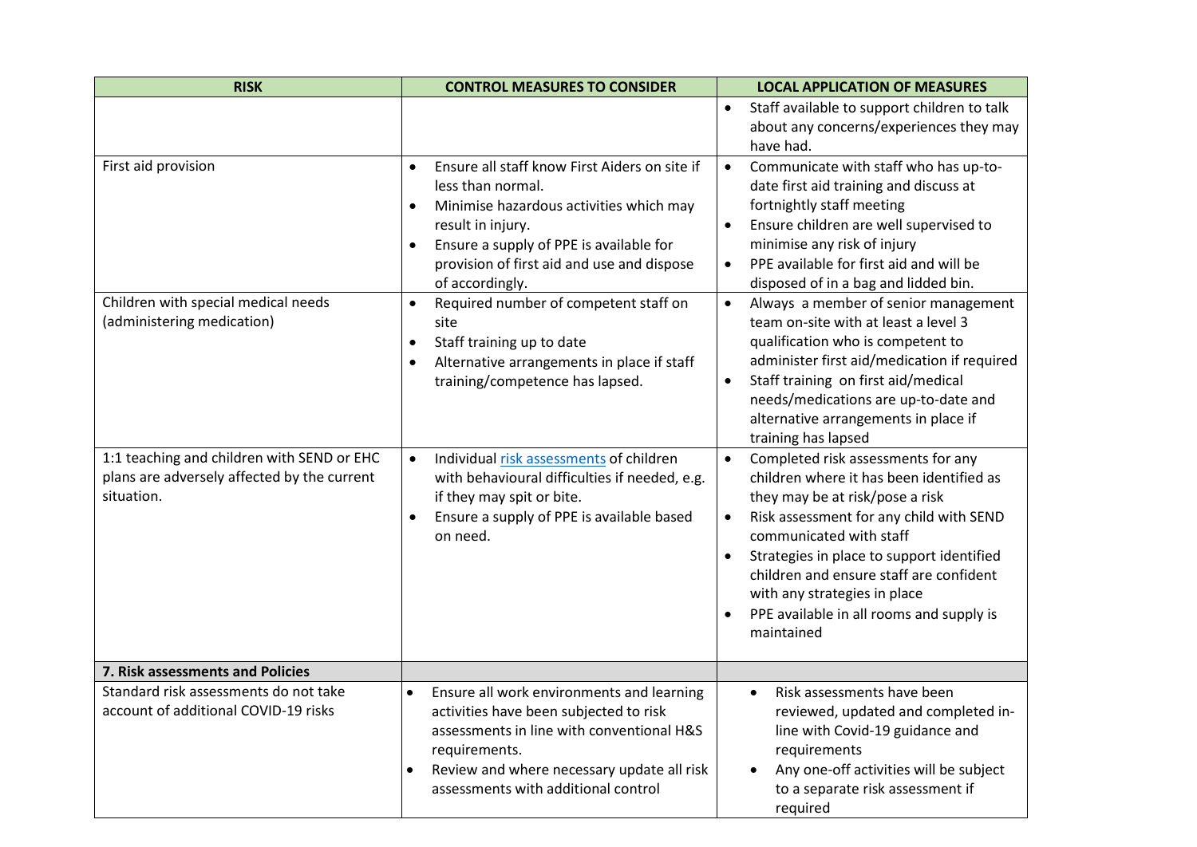| RISK | CONTROL MEASURES TO CONSIDER | LOCAL APPLICATION OF MEASURES |
|---|---|---|
| | | • Staff available to support children to talk about any concerns/experiences they may have had. |
| First aid provision | • Ensure all staff know First Aiders on site if less than normal.<br>• Minimise hazardous activities which may result in injury.<br>• Ensure a supply of PPE is available for provision of first aid and use and dispose of accordingly. | • Communicate with staff who has up-to-date first aid training and discuss at fortnightly staff meeting<br>• Ensure children are well supervised to minimise any risk of injury<br>• PPE available for first aid and will be disposed of in a bag and lidded bin. |
| Children with special medical needs (administering medication) | • Required number of competent staff on site<br>• Staff training up to date<br>• Alternative arrangements in place if staff training/competence has lapsed. | • Always a member of senior management team on-site with at least a level 3 qualification who is competent to administer first aid/medication if required<br>• Staff training on first aid/medical needs/medications are up-to-date and alternative arrangements in place if training has lapsed |
| 1:1 teaching and children with SEND or EHC plans are adversely affected by the current situation. | • Individual risk assessments of children with behavioural difficulties if needed, e.g. if they may spit or bite.<br>• Ensure a supply of PPE is available based on need. | • Completed risk assessments for any children where it has been identified as they may be at risk/pose a risk<br>• Risk assessment for any child with SEND communicated with staff<br>• Strategies in place to support identified children and ensure staff are confident with any strategies in place<br>• PPE available in all rooms and supply is maintained |
| **7. Risk assessments and Policies** | | |
| Standard risk assessments do not take account of additional COVID-19 risks | • Ensure all work environments and learning activities have been subjected to risk assessments in line with conventional H&S requirements.<br>• Review and where necessary update all risk assessments with additional control | • Risk assessments have been reviewed, updated and completed in-line with Covid-19 guidance and requirements<br>• Any one-off activities will be subject to a separate risk assessment if required |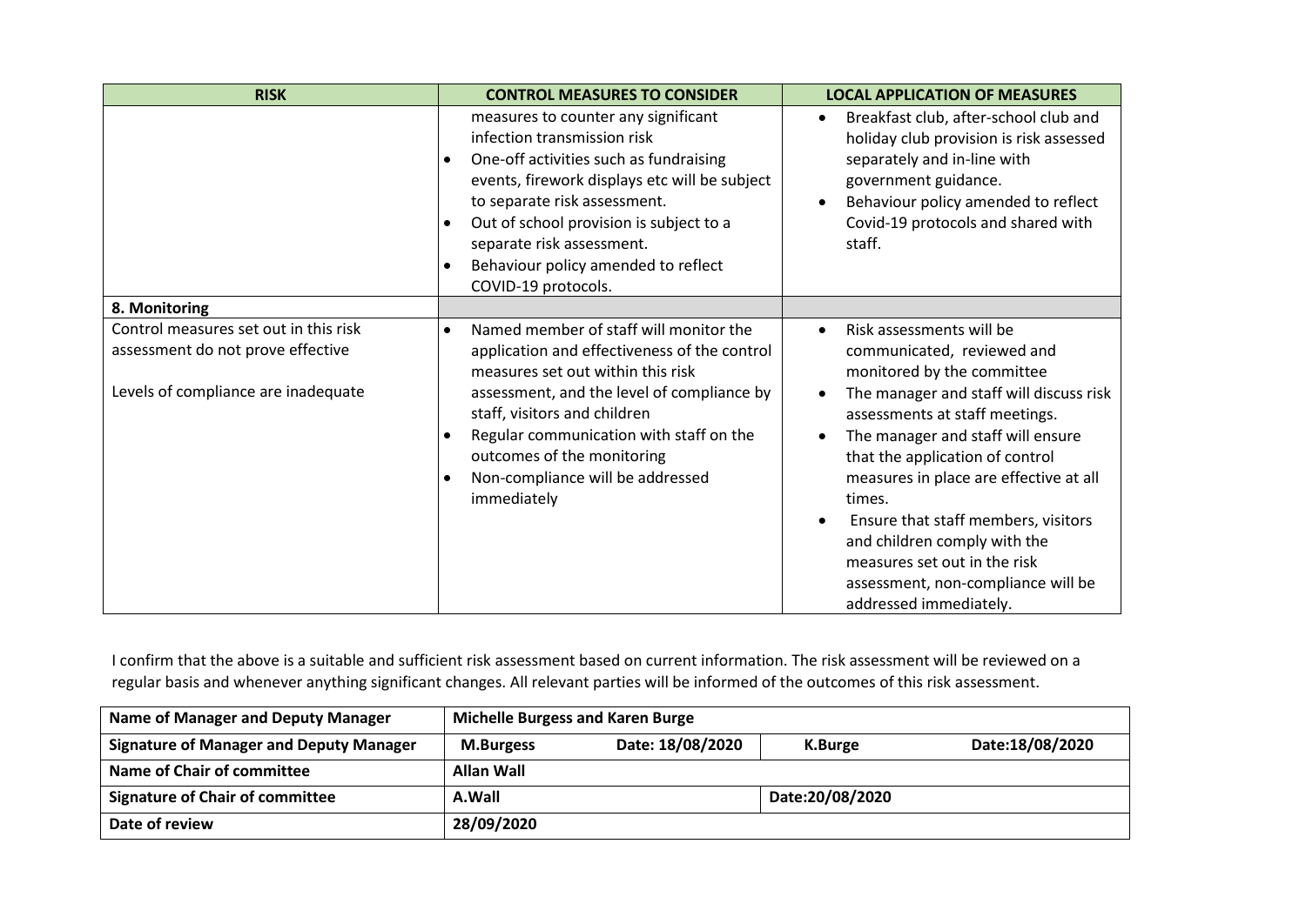| RISK | CONTROL MEASURES TO CONSIDER | LOCAL APPLICATION OF MEASURES |
|---|---|---|
| | measures to counter any significant infection transmission risk<br>• One-off activities such as fundraising events, firework displays etc will be subject to separate risk assessment.<br>• Out of school provision is subject to a separate risk assessment.<br>• Behaviour policy amended to reflect COVID-19 protocols. | • Breakfast club, after-school club and holiday club provision is risk assessed separately and in-line with government guidance.<br>• Behaviour policy amended to reflect Covid-19 protocols and shared with staff. |
| **8. Monitoring** | | |
| Control measures set out in this risk assessment do not prove effective<br><br>Levels of compliance are inadequate | • Named member of staff will monitor the application and effectiveness of the control measures set out within this risk assessment, and the level of compliance by staff, visitors and children<br>• Regular communication with staff on the outcomes of the monitoring<br>• Non-compliance will be addressed immediately | • Risk assessments will be communicated, reviewed and monitored by the committee<br>• The manager and staff will discuss risk assessments at staff meetings.<br>• The manager and staff will ensure that the application of control measures in place are effective at all times.<br>• Ensure that staff members, visitors and children comply with the measures set out in the risk assessment, non-compliance will be addressed immediately. |

I confirm that the above is a suitable and sufficient risk assessment based on current information. The risk assessment will be reviewed on a regular basis and whenever anything significant changes. All relevant parties will be informed of the outcomes of this risk assessment.

| | | | | |
|---|---|---|---|---|
| **Name of Manager and Deputy Manager** | **Michelle Burgess and Karen Burge** | | | |
| **Signature of Manager and Deputy Manager** | **M.Burgess** | **Date: 18/08/2020** | **K.Burge** | **Date:18/08/2020** |
| **Name of Chair of committee** | **Allan Wall** | | | |
| **Signature of Chair of committee** | **A.Wall** | | **Date:20/08/2020** | |
| **Date of review** | **28/09/2020** | | | |